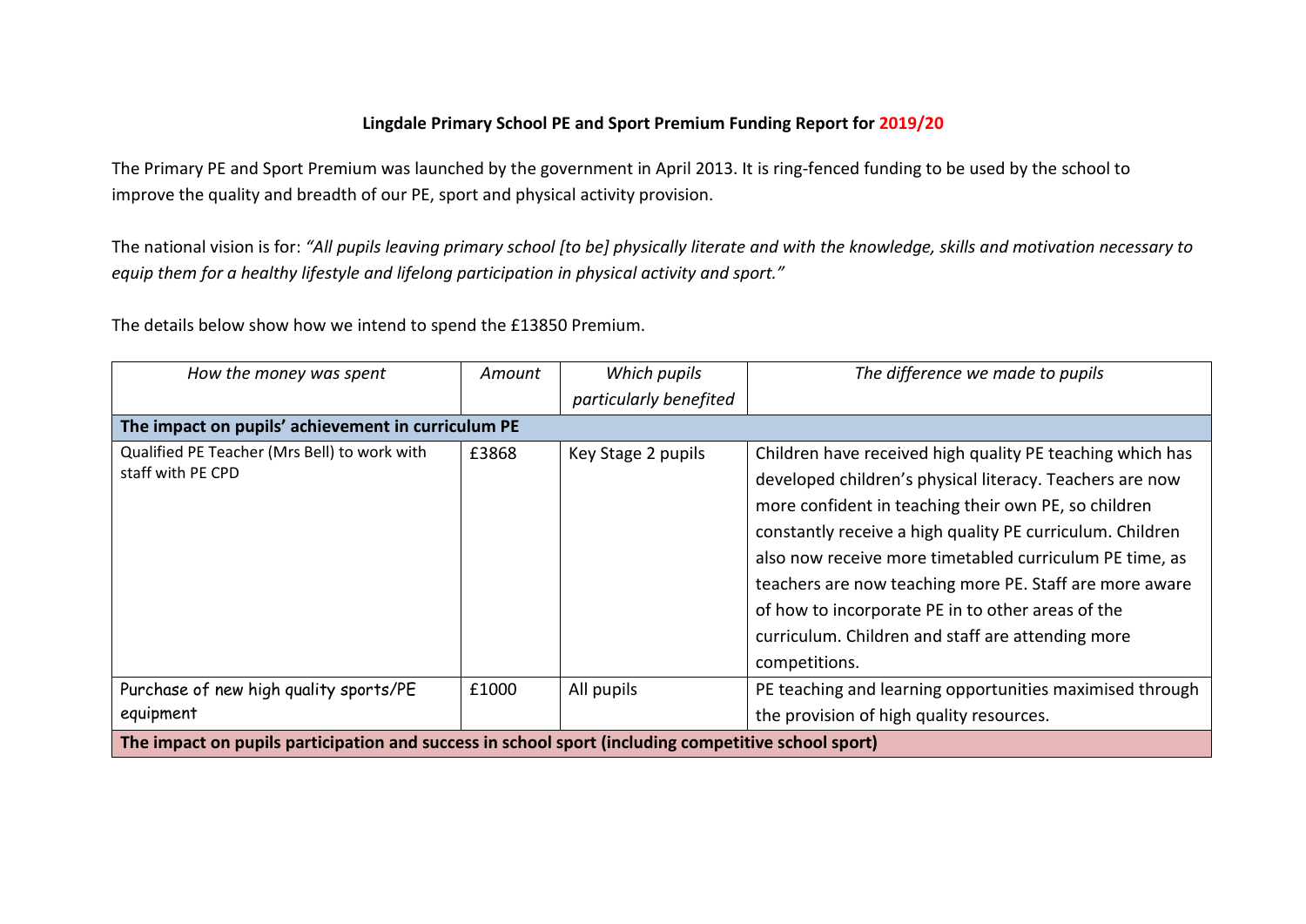**Lingdale Primary School PE and Sport Premium Funding Report for 2019/20**

The Primary PE and Sport Premium was launched by the government in April 2013. It is ring-fenced funding to be used by the school to improve the quality and breadth of our PE, sport and physical activity provision.

The national vision is for: *"All pupils leaving primary school [to be] physically literate and with the knowledge, skills and motivation necessary to equip them for a healthy lifestyle and lifelong participation in physical activity and sport."*

The details below show how we intend to spend the £13850 Premium.

| *How the money was spent* | *Amount* | *Which pupils particularly benefited* | *The difference we made to pupils* |
|---|---|---|---|
| **The impact on pupils' achievement in curriculum PE** | | | |
| Qualified PE Teacher (Mrs Bell) to work with staff with PE CPD | £3868 | Key Stage 2 pupils | Children have received high quality PE teaching which has developed children's physical literacy. Teachers are now more confident in teaching their own PE, so children constantly receive a high quality PE curriculum. Children also now receive more timetabled curriculum PE time, as teachers are now teaching more PE. Staff are more aware of how to incorporate PE in to other areas of the curriculum. Children and staff are attending more competitions. |
| Purchase of new high quality sports/PE equipment | £1000 | All pupils | PE teaching and learning opportunities maximised through the provision of high quality resources. |
| **The impact on pupils participation and success in school sport (including competitive school sport)** | | | |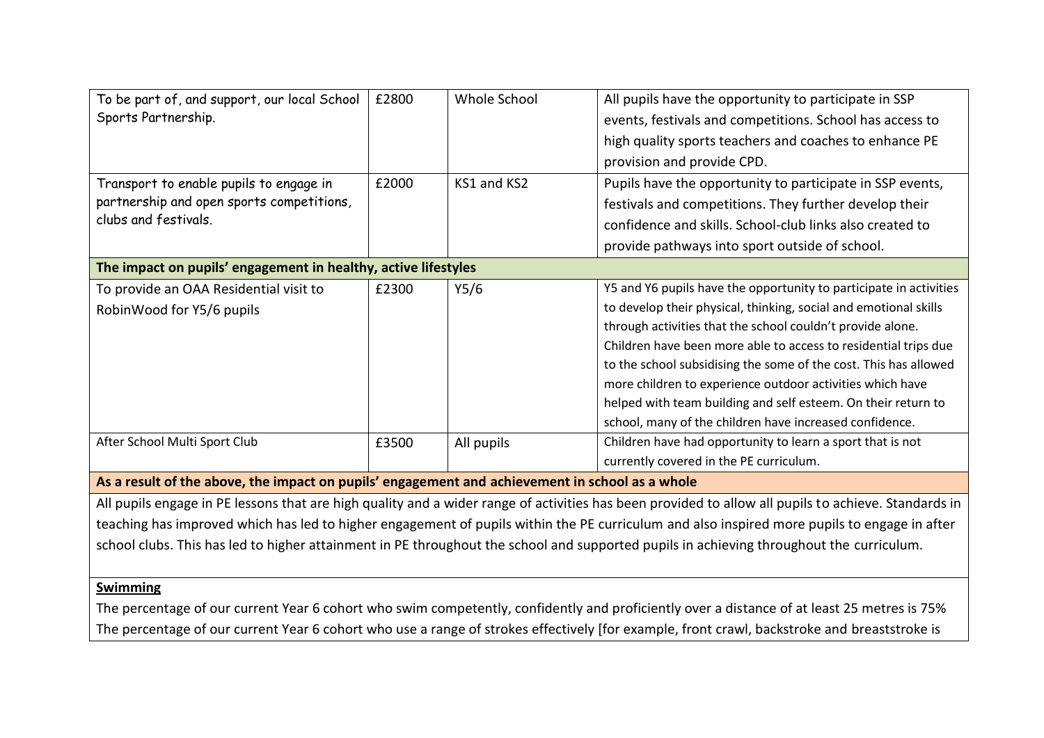| | | | |
|---|---|---|---|
| To be part of, and support, our local School Sports Partnership. | £2800 | Whole School | All pupils have the opportunity to participate in SSP events, festivals and competitions. School has access to high quality sports teachers and coaches to enhance PE provision and provide CPD. |
| Transport to enable pupils to engage in partnership and open sports competitions, clubs and festivals. | £2000 | KS1 and KS2 | Pupils have the opportunity to participate in SSP events, festivals and competitions. They further develop their confidence and skills. School-club links also created to provide pathways into sport outside of school. |
| **The impact on pupils' engagement in healthy, active lifestyles** | | | |
| To provide an OAA Residential visit to RobinWood for Y5/6 pupils | £2300 | Y5/6 | Y5 and Y6 pupils have the opportunity to participate in activities to develop their physical, thinking, social and emotional skills through activities that the school couldn't provide alone. Children have been more able to access to residential trips due to the school subsidising the some of the cost. This has allowed more children to experience outdoor activities which have helped with team building and self esteem. On their return to school, many of the children have increased confidence. |
| After School Multi Sport Club | £3500 | All pupils | Children have had opportunity to learn a sport that is not currently covered in the PE curriculum. |

**As a result of the above, the impact on pupils' engagement and achievement in school as a whole**

All pupils engage in PE lessons that are high quality and a wider range of activities has been provided to allow all pupils to achieve. Standards in teaching has improved which has led to higher engagement of pupils within the PE curriculum and also inspired more pupils to engage in after school clubs. This has led to higher attainment in PE throughout the school and supported pupils in achieving throughout the curriculum.

**Swimming**

The percentage of our current Year 6 cohort who swim competently, confidently and proficiently over a distance of at least 25 metres is 75%

The percentage of our current Year 6 cohort who use a range of strokes effectively [for example, front crawl, backstroke and breaststroke is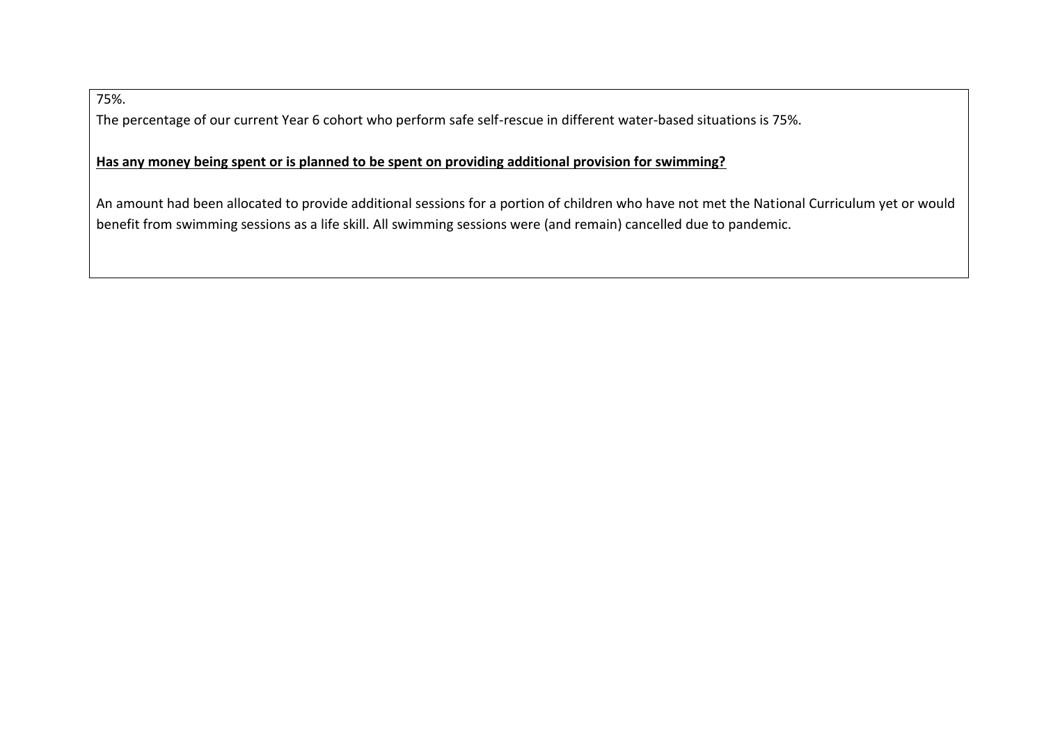75%.

The percentage of our current Year 6 cohort who perform safe self-rescue in different water-based situations is 75%.

**Has any money being spent or is planned to be spent on providing additional provision for swimming?**

An amount had been allocated to provide additional sessions for a portion of children who have not met the National Curriculum yet or would benefit from swimming sessions as a life skill. All swimming sessions were (and remain) cancelled due to pandemic.